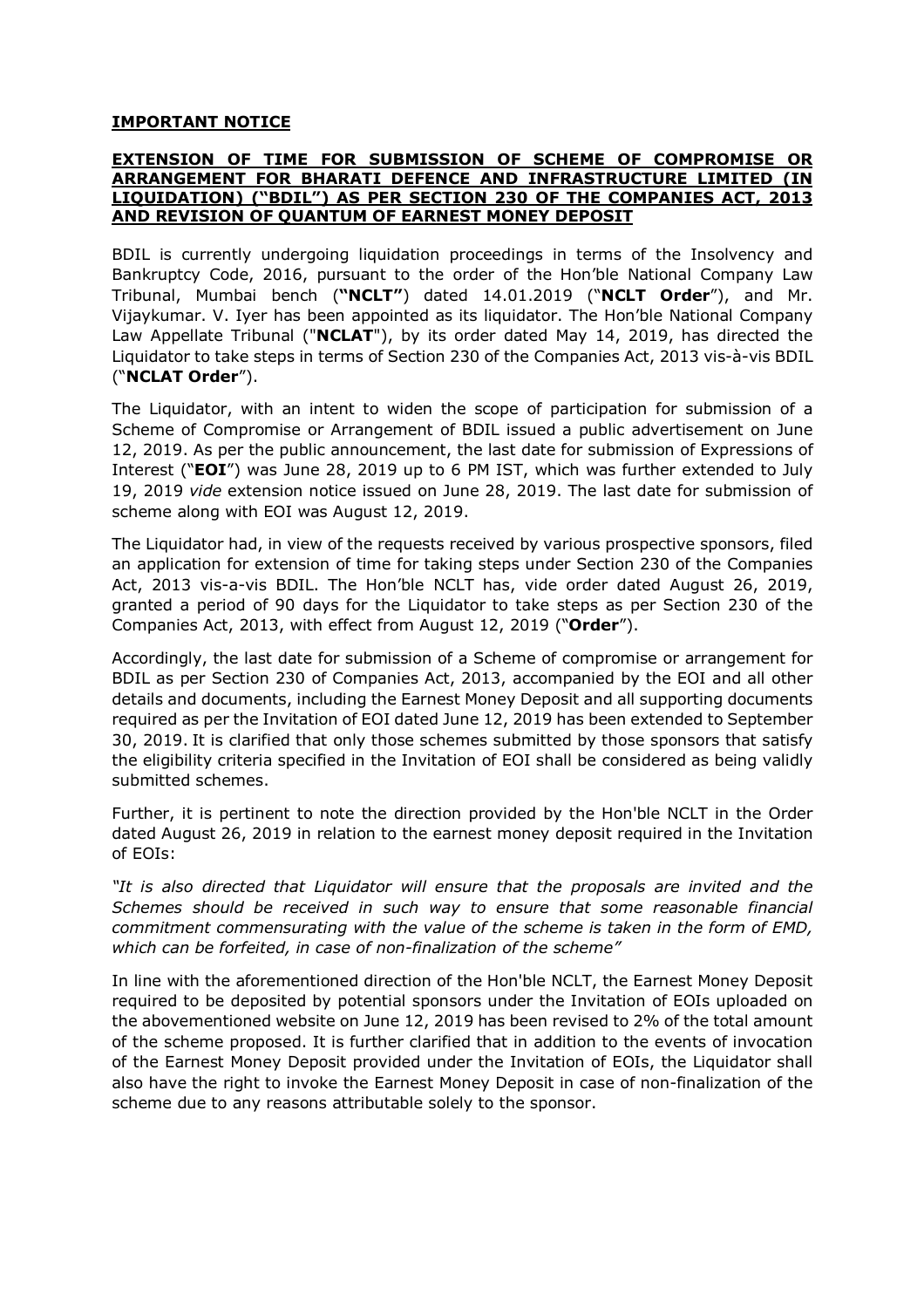**IMPORTANT NOTICE**

**EXTENSION OF TIME FOR SUBMISSION OF SCHEME OF COMPROMISE OR ARRANGEMENT FOR BHARATI DEFENCE AND INFRASTRUCTURE LIMITED (IN LIQUIDATION) ("BDIL") AS PER SECTION 230 OF THE COMPANIES ACT, 2013 AND REVISION OF QUANTUM OF EARNEST MONEY DEPOSIT**

BDIL is currently undergoing liquidation proceedings in terms of the Insolvency and Bankruptcy Code, 2016, pursuant to the order of the Hon'ble National Company Law Tribunal, Mumbai bench (**"NCLT"**) dated 14.01.2019 ("**NCLT Order**"), and Mr. Vijaykumar. V. Iyer has been appointed as its liquidator. The Hon'ble National Company Law Appellate Tribunal ("**NCLAT**"), by its order dated May 14, 2019, has directed the Liquidator to take steps in terms of Section 230 of the Companies Act, 2013 vis-à-vis BDIL ("**NCLAT Order**").

The Liquidator, with an intent to widen the scope of participation for submission of a Scheme of Compromise or Arrangement of BDIL issued a public advertisement on June 12, 2019. As per the public announcement, the last date for submission of Expressions of Interest ("**EOI**") was June 28, 2019 up to 6 PM IST, which was further extended to July 19, 2019 *vide* extension notice issued on June 28, 2019. The last date for submission of scheme along with EOI was August 12, 2019.

The Liquidator had, in view of the requests received by various prospective sponsors, filed an application for extension of time for taking steps under Section 230 of the Companies Act, 2013 vis-a-vis BDIL. The Hon'ble NCLT has, vide order dated August 26, 2019, granted a period of 90 days for the Liquidator to take steps as per Section 230 of the Companies Act, 2013, with effect from August 12, 2019 ("**Order**").

Accordingly, the last date for submission of a Scheme of compromise or arrangement for BDIL as per Section 230 of Companies Act, 2013, accompanied by the EOI and all other details and documents, including the Earnest Money Deposit and all supporting documents required as per the Invitation of EOI dated June 12, 2019 has been extended to September 30, 2019. It is clarified that only those schemes submitted by those sponsors that satisfy the eligibility criteria specified in the Invitation of EOI shall be considered as being validly submitted schemes.

Further, it is pertinent to note the direction provided by the Hon'ble NCLT in the Order dated August 26, 2019 in relation to the earnest money deposit required in the Invitation of EOIs:

*"It is also directed that Liquidator will ensure that the proposals are invited and the Schemes should be received in such way to ensure that some reasonable financial commitment commensurating with the value of the scheme is taken in the form of EMD, which can be forfeited, in case of non-finalization of the scheme"*

In line with the aforementioned direction of the Hon'ble NCLT, the Earnest Money Deposit required to be deposited by potential sponsors under the Invitation of EOIs uploaded on the abovementioned website on June 12, 2019 has been revised to 2% of the total amount of the scheme proposed. It is further clarified that in addition to the events of invocation of the Earnest Money Deposit provided under the Invitation of EOIs, the Liquidator shall also have the right to invoke the Earnest Money Deposit in case of non-finalization of the scheme due to any reasons attributable solely to the sponsor.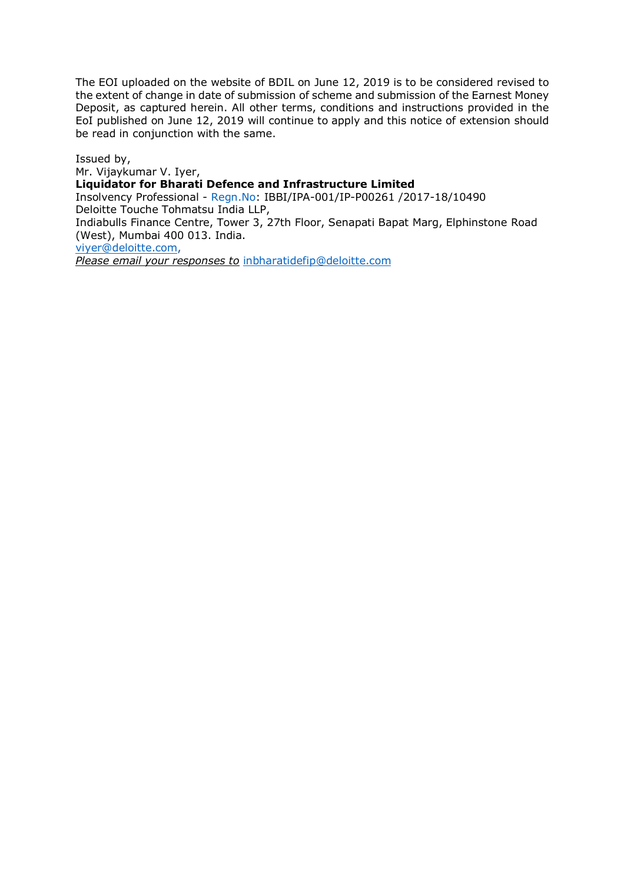The EOI uploaded on the website of BDIL on June 12, 2019 is to be considered revised to the extent of change in date of submission of scheme and submission of the Earnest Money Deposit, as captured herein. All other terms, conditions and instructions provided in the EoI published on June 12, 2019 will continue to apply and this notice of extension should be read in conjunction with the same.

Issued by,
Mr. Vijaykumar V. Iyer,
**Liquidator for Bharati Defence and Infrastructure Limited**
Insolvency Professional - Regn.No: IBBI/IPA-001/IP-P00261 /2017-18/10490
Deloitte Touche Tohmatsu India LLP,
Indiabulls Finance Centre, Tower 3, 27th Floor, Senapati Bapat Marg, Elphinstone Road (West), Mumbai 400 013. India.
viyer@deloitte.com,
*Please email your responses to* inbharatidefip@deloitte.com